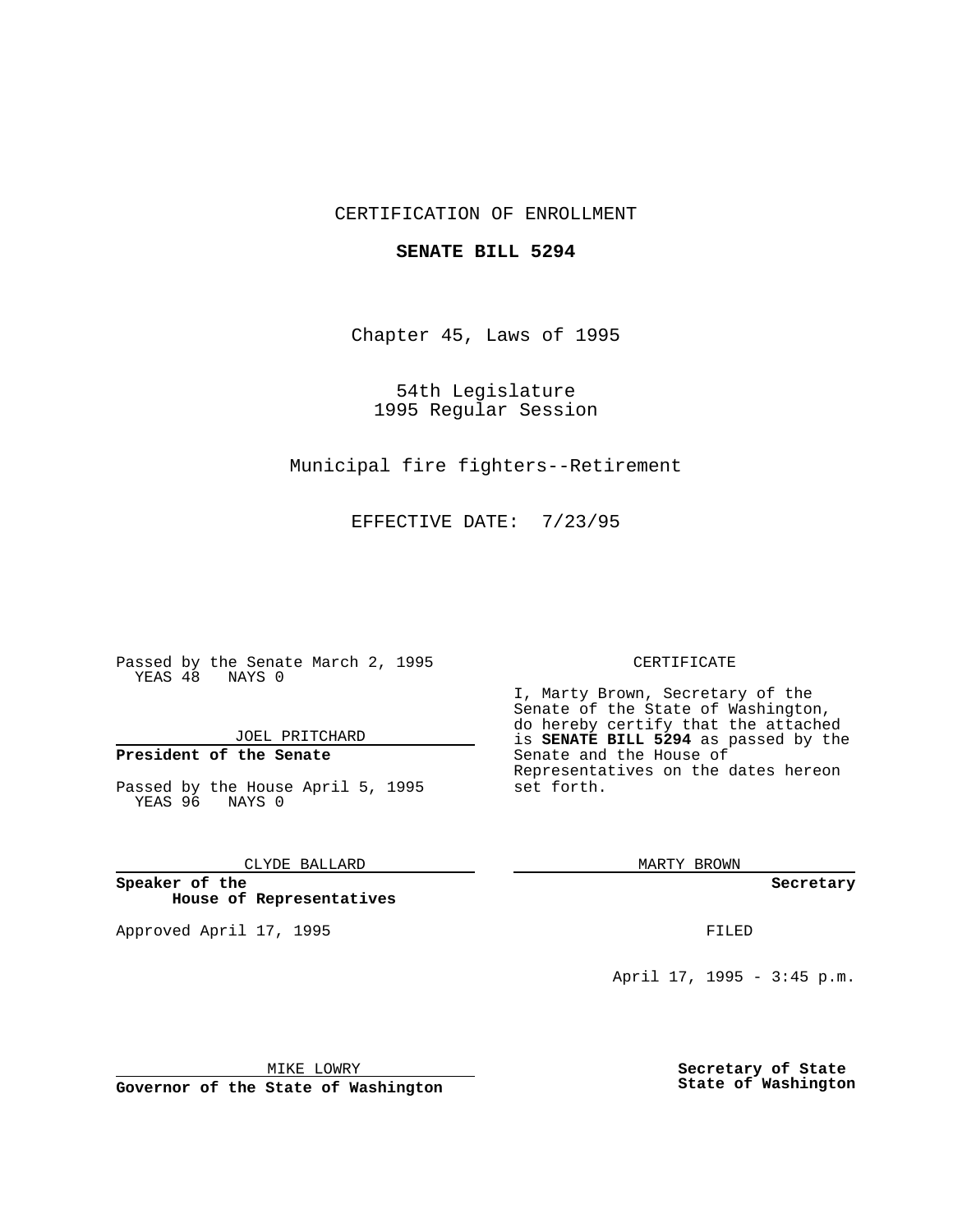CERTIFICATION OF ENROLLMENT

**SENATE BILL 5294**

Chapter 45, Laws of 1995

54th Legislature
1995 Regular Session

Municipal fire fighters--Retirement

EFFECTIVE DATE: 7/23/95

Passed by the Senate March 2, 1995
YEAS 48 NAYS 0

JOEL PRITCHARD

**President of the Senate**

Passed by the House April 5, 1995
YEAS 96 NAYS 0

CLYDE BALLARD

**Speaker of the House of Representatives**

Approved April 17, 1995

MIKE LOWRY

**Governor of the State of Washington**

CERTIFICATE

I, Marty Brown, Secretary of the Senate of the State of Washington, do hereby certify that the attached is **SENATE BILL 5294** as passed by the Senate and the House of Representatives on the dates hereon set forth.

MARTY BROWN

**Secretary**

FILED

April 17, 1995 - 3:45 p.m.

**Secretary of State**
**State of Washington**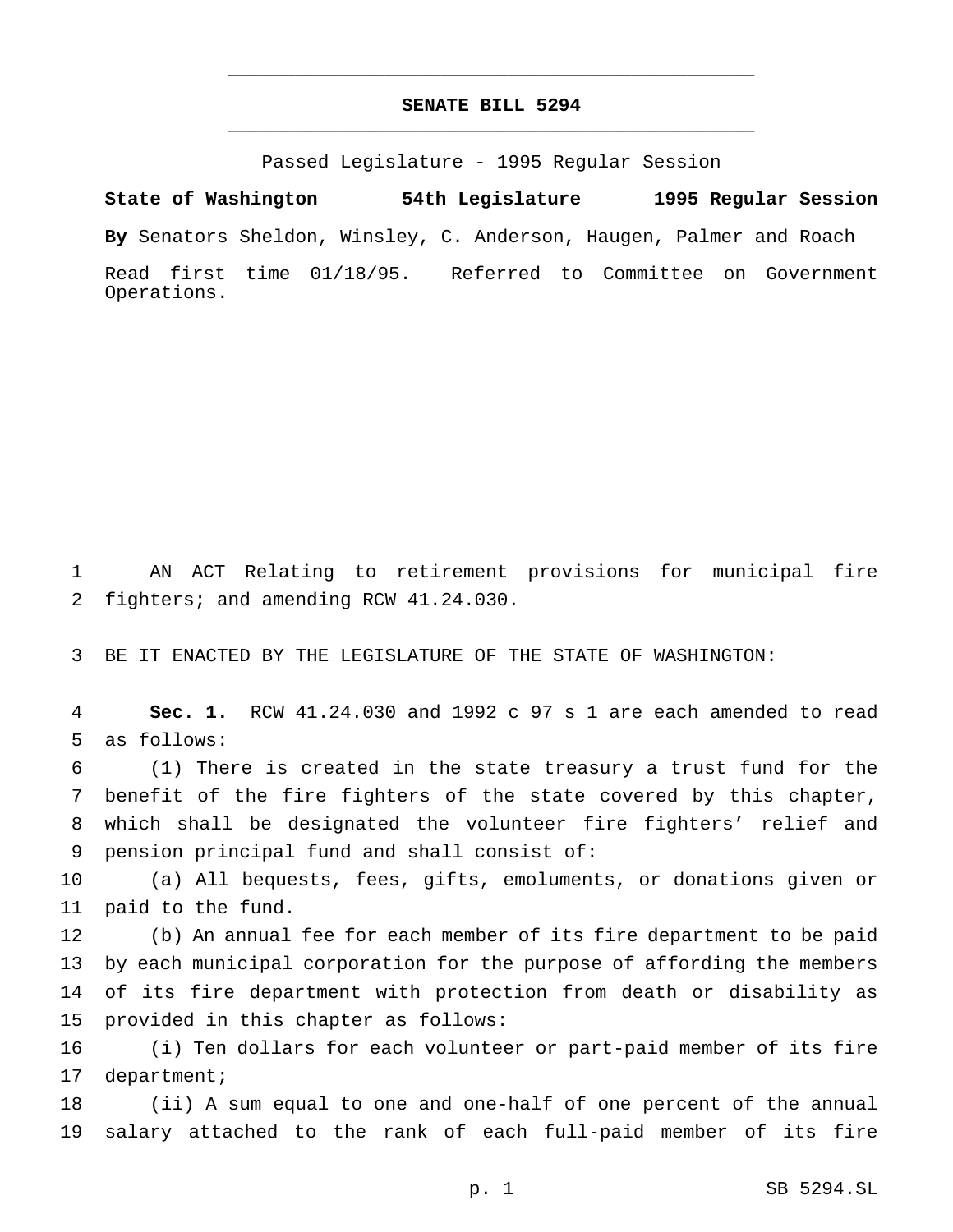# SENATE BILL 5294

Passed Legislature - 1995 Regular Session

**State of Washington 54th Legislature 1995 Regular Session**

**By** Senators Sheldon, Winsley, C. Anderson, Haugen, Palmer and Roach

Read first time 01/18/95. Referred to Committee on Government Operations.

AN ACT Relating to retirement provisions for municipal fire fighters; and amending RCW 41.24.030.

BE IT ENACTED BY THE LEGISLATURE OF THE STATE OF WASHINGTON:

**Sec. 1.** RCW 41.24.030 and 1992 c 97 s 1 are each amended to read as follows:

(1) There is created in the state treasury a trust fund for the benefit of the fire fighters of the state covered by this chapter, which shall be designated the volunteer fire fighters' relief and pension principal fund and shall consist of:

(a) All bequests, fees, gifts, emoluments, or donations given or paid to the fund.

(b) An annual fee for each member of its fire department to be paid by each municipal corporation for the purpose of affording the members of its fire department with protection from death or disability as provided in this chapter as follows:

(i) Ten dollars for each volunteer or part-paid member of its fire department;

(ii) A sum equal to one and one-half of one percent of the annual salary attached to the rank of each full-paid member of its fire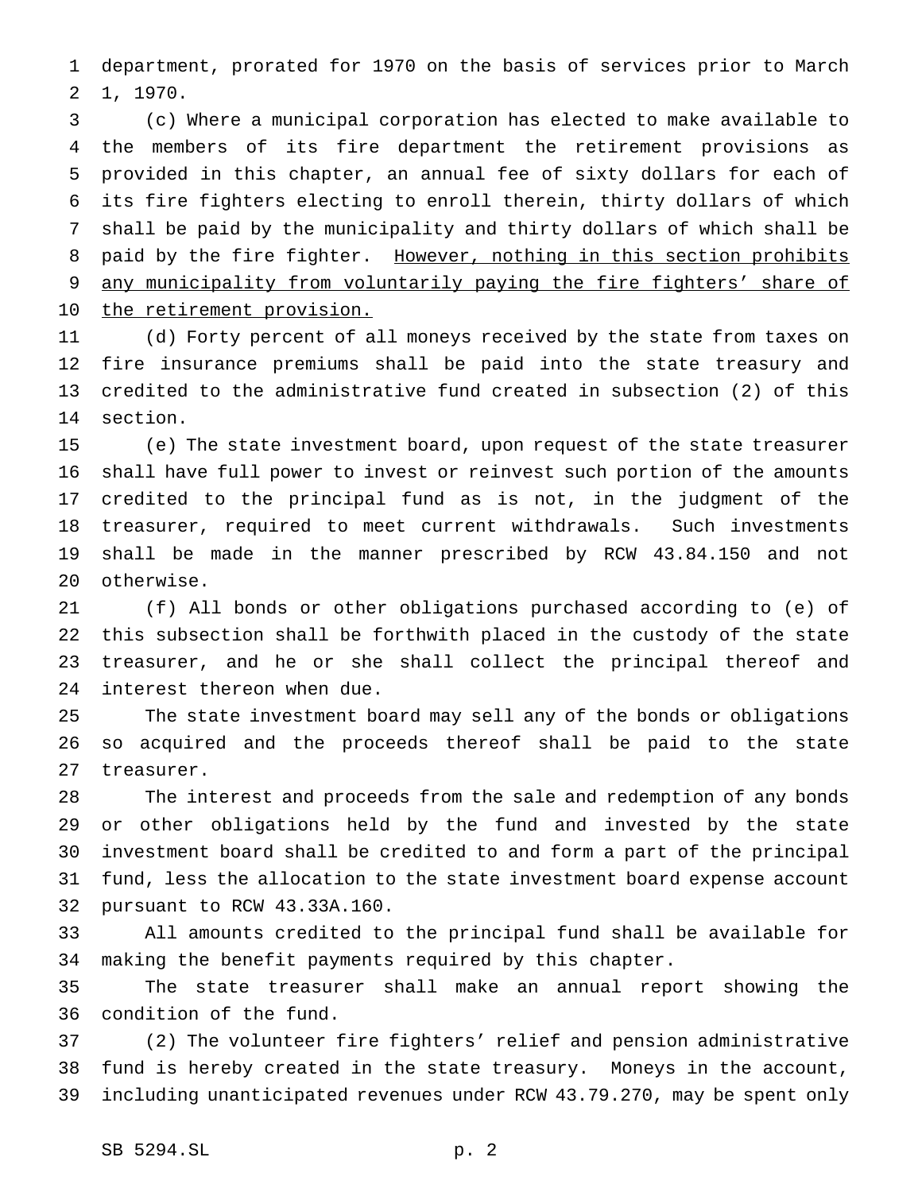department, prorated for 1970 on the basis of services prior to March 1, 1970.

(c) Where a municipal corporation has elected to make available to the members of its fire department the retirement provisions as provided in this chapter, an annual fee of sixty dollars for each of its fire fighters electing to enroll therein, thirty dollars of which shall be paid by the municipality and thirty dollars of which shall be paid by the fire fighter. <u>However, nothing in this section prohibits any municipality from voluntarily paying the fire fighters' share of the retirement provision.</u>

(d) Forty percent of all moneys received by the state from taxes on fire insurance premiums shall be paid into the state treasury and credited to the administrative fund created in subsection (2) of this section.

(e) The state investment board, upon request of the state treasurer shall have full power to invest or reinvest such portion of the amounts credited to the principal fund as is not, in the judgment of the treasurer, required to meet current withdrawals. Such investments shall be made in the manner prescribed by RCW 43.84.150 and not otherwise.

(f) All bonds or other obligations purchased according to (e) of this subsection shall be forthwith placed in the custody of the state treasurer, and he or she shall collect the principal thereof and interest thereon when due.

The state investment board may sell any of the bonds or obligations so acquired and the proceeds thereof shall be paid to the state treasurer.

The interest and proceeds from the sale and redemption of any bonds or other obligations held by the fund and invested by the state investment board shall be credited to and form a part of the principal fund, less the allocation to the state investment board expense account pursuant to RCW 43.33A.160.

All amounts credited to the principal fund shall be available for making the benefit payments required by this chapter.

The state treasurer shall make an annual report showing the condition of the fund.

(2) The volunteer fire fighters' relief and pension administrative fund is hereby created in the state treasury. Moneys in the account, including unanticipated revenues under RCW 43.79.270, may be spent only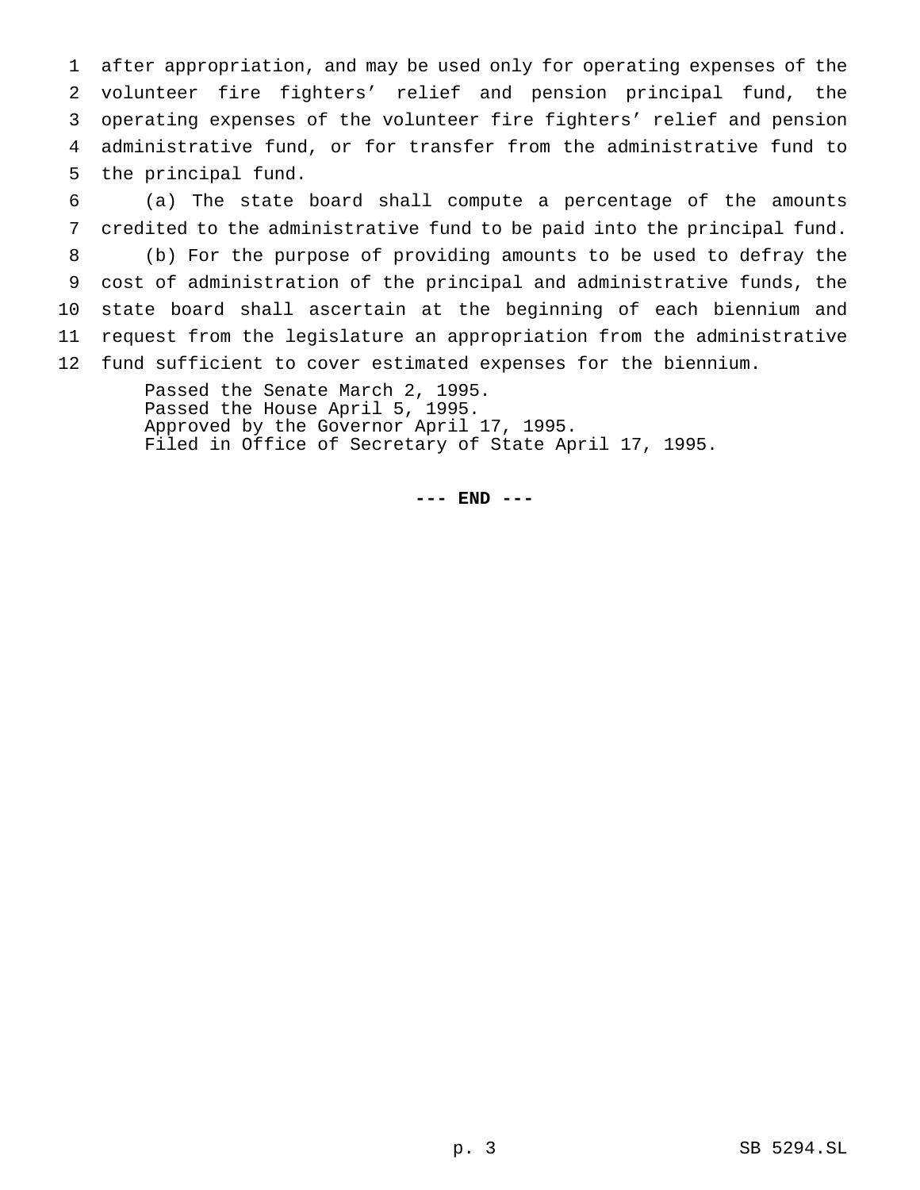after appropriation, and may be used only for operating expenses of the volunteer fire fighters' relief and pension principal fund, the operating expenses of the volunteer fire fighters' relief and pension administrative fund, or for transfer from the administrative fund to the principal fund.

(a) The state board shall compute a percentage of the amounts credited to the administrative fund to be paid into the principal fund.

(b) For the purpose of providing amounts to be used to defray the cost of administration of the principal and administrative funds, the state board shall ascertain at the beginning of each biennium and request from the legislature an appropriation from the administrative fund sufficient to cover estimated expenses for the biennium.

Passed the Senate March 2, 1995.
Passed the House April 5, 1995.
Approved by the Governor April 17, 1995.
Filed in Office of Secretary of State April 17, 1995.

**--- END ---**